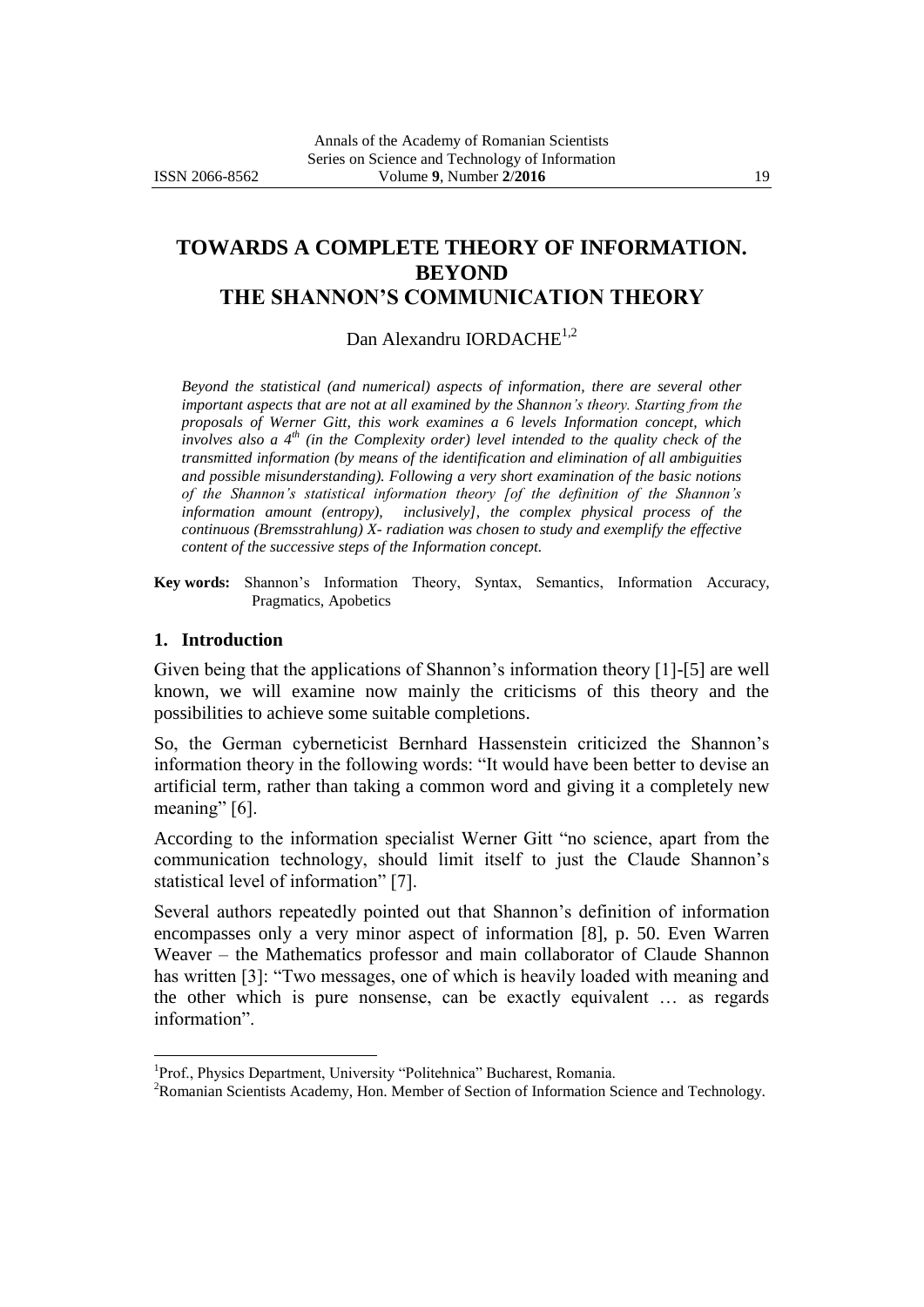# TOWARDS A COMPLETE THEORY OF INFORMATION. BEYOND THE SHANNON'S COMMUNICATION THEORY

Dan Alexandru IORDACHE[1,2]

*Beyond the statistical (and numerical) aspects of information, there are several other important aspects that are not at all examined by the Shannon's theory. Starting from the proposals of Werner Gitt, this work examines a 6 levels Information concept, which involves also a 4th (in the Complexity order) level intended to the quality check of the transmitted information (by means of the identification and elimination of all ambiguities and possible misunderstanding). Following a very short examination of the basic notions of the Shannon's statistical information theory [of the definition of the Shannon's information amount (entropy), inclusively], the complex physical process of the continuous (Bremsstrahlung) X- radiation was chosen to study and exemplify the effective content of the successive steps of the Information concept.*

**Key words:** Shannon's Information Theory, Syntax, Semantics, Information Accuracy, Pragmatics, Apobetics

## 1. Introduction

Given being that the applications of Shannon's information theory [1]-[5] are well known, we will examine now mainly the criticisms of this theory and the possibilities to achieve some suitable completions.

So, the German cyberneticist Bernhard Hassenstein criticized the Shannon's information theory in the following words: "It would have been better to devise an artificial term, rather than taking a common word and giving it a completely new meaning" [6].

According to the information specialist Werner Gitt "no science, apart from the communication technology, should limit itself to just the Claude Shannon's statistical level of information" [7].

Several authors repeatedly pointed out that Shannon's definition of information encompasses only a very minor aspect of information [8], p. 50. Even Warren Weaver – the Mathematics professor and main collaborator of Claude Shannon has written [3]: "Two messages, one of which is heavily loaded with meaning and the other which is pure nonsense, can be exactly equivalent … as regards information".

---

[1]Prof., Physics Department, University "Politehnica" Bucharest, Romania.

[2]Romanian Scientists Academy, Hon. Member of Section of Information Science and Technology.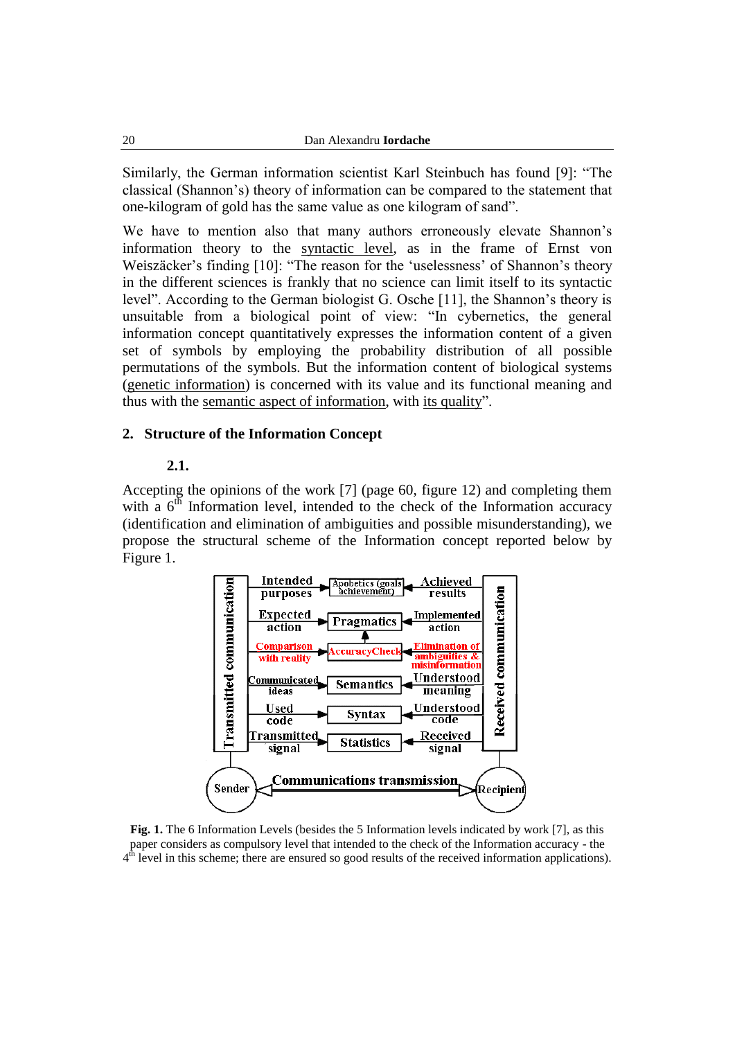Similarly, the German information scientist Karl Steinbuch has found [9]: "The classical (Shannon's) theory of information can be compared to the statement that one-kilogram of gold has the same value as one kilogram of sand".

We have to mention also that many authors erroneously elevate Shannon's information theory to the syntactic level, as in the frame of Ernst von Weiszäcker's finding [10]: "The reason for the 'uselessness' of Shannon's theory in the different sciences is frankly that no science can limit itself to its syntactic level". According to the German biologist G. Osche [11], the Shannon's theory is unsuitable from a biological point of view: "In cybernetics, the general information concept quantitatively expresses the information content of a given set of symbols by employing the probability distribution of all possible permutations of the symbols. But the information content of biological systems (genetic information) is concerned with its value and its functional meaning and thus with the semantic aspect of information, with its quality".

## 2. Structure of the Information Concept

### 2.1.

Accepting the opinions of the work [7] (page 60, figure 12) and completing them with a 6th Information level, intended to the check of the Information accuracy (identification and elimination of ambiguities and possible misunderstanding), we propose the structural scheme of the Information concept reported below by Figure 1.

Transmitted communication
Intended purposes
Apobetics (goals achievement)
Achieved results
Expected action
Pragmatics
Implemented action
Comparison with reality
AccuracyCheck
Elimination of ambiguities & misinformation
Communicated ideas
Semantics
Understood meaning
Used code
Syntax
Understood code
Transmitted signal
Statistics
Received signal
Received communication
Sender
Communications transmission
Recipient

**Fig. 1.** The 6 Information Levels (besides the 5 Information levels indicated by work [7], as this paper considers as compulsory level that intended to the check of the Information accuracy - the 4th level in this scheme; there are ensured so good results of the received information applications).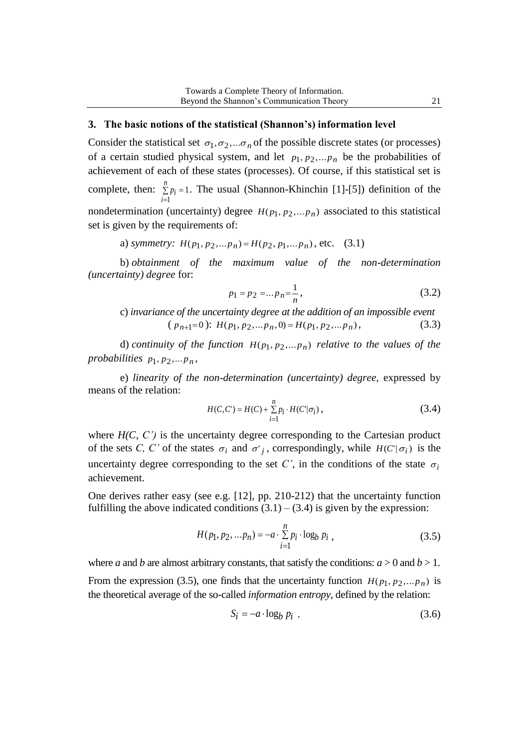## 3. The basic notions of the statistical (Shannon's) information level

Consider the statistical set $\sigma_1, \sigma_2, ...\sigma_n$ of the possible discrete states (or processes) of a certain studied physical system, and let $p_1, p_2, ...p_n$ be the probabilities of achievement of each of these states (processes). Of course, if this statistical set is complete, then: $\sum_{i=1}^{n} p_i = 1$. The usual (Shannon-Khinchin [1]-[5]) definition of the nondetermination (uncertainty) degree $H(p_1, p_2, ...p_n)$ associated to this statistical set is given by the requirements of:

a) *symmetry:* $H(p_1, p_2, ...p_n) = H(p_2, p_1, ...p_n)$, etc. (3.1)

b) *obtainment of the maximum value of the non-determination (uncertainty) degree* for:

$$p_1 = p_2 = ...p_n = \frac{1}{n}, \tag{3.2}$$

c) *invariance of the uncertainty degree at the addition of an impossible event* ($p_{n+1} = 0$): $H(p_1, p_2, ...p_n, 0) = H(p_1, p_2, ...p_n)$, (3.3)

d) *continuity of the function* $H(p_1, p_2, ...p_n)$ *relative to the values of the probabilities* $p_1, p_2, ...p_n$,

e) *linearity of the non-determination (uncertainty) degree,* expressed by means of the relation:

$$H(C, C') = H(C) + \sum_{i=1}^{n} p_i \cdot H(C'|\sigma_i), \tag{3.4}$$

where $H(C, C')$ is the uncertainty degree corresponding to the Cartesian product of the sets $C$, $C'$ of the states $\sigma_i$ and $\sigma'_j$, correspondingly, while $H(C'|\sigma_i)$ is the uncertainty degree corresponding to the set $C'$, in the conditions of the state $\sigma_i$ achievement.

One derives rather easy (see e.g. [12], pp. 210-212) that the uncertainty function fulfilling the above indicated conditions (3.1) – (3.4) is given by the expression:

$$H(p_1, p_2, ...p_n) = -a \cdot \sum_{i=1}^{n} p_i \cdot \log_b p_i, \tag{3.5}$$

where $a$ and $b$ are almost arbitrary constants, that satisfy the conditions: $a > 0$ and $b > 1$.

From the expression (3.5), one finds that the uncertainty function $H(p_1, p_2, ...p_n)$ is the theoretical average of the so-called *information entropy*, defined by the relation:

$$S_i = -a \cdot \log_b p_i \,. \tag{3.6}$$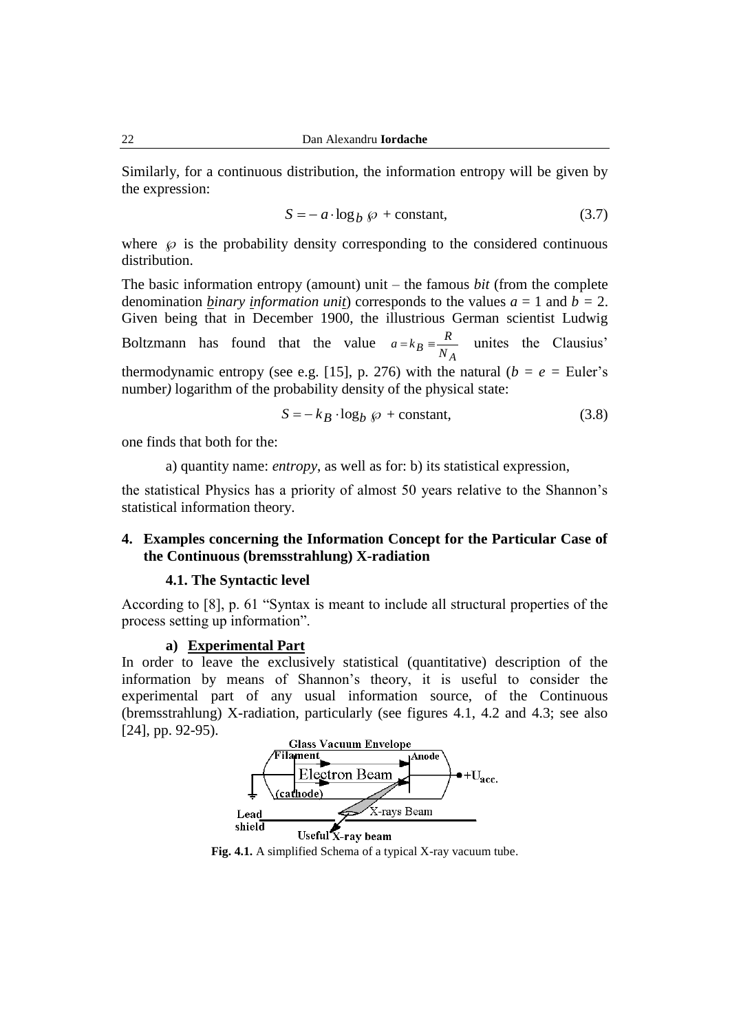Similarly, for a continuous distribution, the information entropy will be given by the expression:

$$S = -a \cdot \log_b \wp + \text{constant}, \tag{3.7}$$

where $\wp$ is the probability density corresponding to the considered continuous distribution.

The basic information entropy (amount) unit – the famous *bit* (from the complete denomination binary information unit) corresponds to the values $a = 1$ and $b = 2$. Given being that in December 1900, the illustrious German scientist Ludwig Boltzmann has found that the value $a = k_B \equiv \frac{R}{N_A}$ unites the Clausius' thermodynamic entropy (see e.g. [15], p. 276) with the natural ($b = e$ = Euler's number) logarithm of the probability density of the physical state:

$$S = -k_B \cdot \log_b \wp + \text{constant}, \tag{3.8}$$

one finds that both for the:

a) quantity name: *entropy*, as well as for: b) its statistical expression,

the statistical Physics has a priority of almost 50 years relative to the Shannon's statistical information theory.

## 4. Examples concerning the Information Concept for the Particular Case of the Continuous (bremsstrahlung) X-radiation

### 4.1. The Syntactic level

According to [8], p. 61 "Syntax is meant to include all structural properties of the process setting up information".

#### a) Experimental Part

In order to leave the exclusively statistical (quantitative) description of the information by means of Shannon's theory, it is useful to consider the experimental part of any usual information source, of the Continuous (bremsstrahlung) X-radiation, particularly (see figures 4.1, 4.2 and 4.3; see also [24], pp. 92-95).

Glass Vacuum Envelope
Filament
Anode
Electron Beam
$+U_{acc.}$
(cathode)
Lead shield
X-rays Beam
Useful X-ray beam

**Fig. 4.1.** A simplified Schema of a typical X-ray vacuum tube.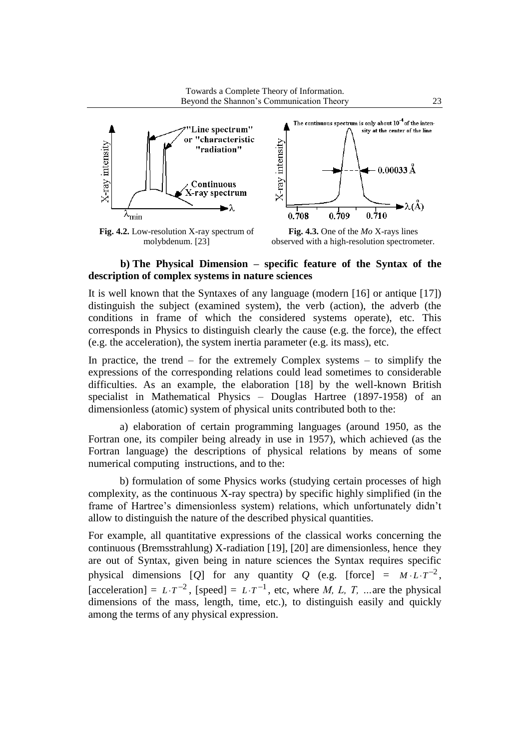"Line spectrum"
or "characteristic
"radiation"
Continuous
X-ray spectrum
X-ray intensity
$\lambda_{min}$
$\lambda$

**Fig. 4.2.** Low-resolution X-ray spectrum of molybdenum. [23]

The continuous spectrum is only about $10^{-4}$ of the intensity at the center of the line
X-ray intensity
0.00033 Å
0.708
0.709
0.710
$\lambda$(Å)

**Fig. 4.3.** One of the *Mo* X-rays lines observed with a high-resolution spectrometer.

### b) The Physical Dimension – specific feature of the Syntax of the description of complex systems in nature sciences

It is well known that the Syntaxes of any language (modern [16] or antique [17]) distinguish the subject (examined system), the verb (action), the adverb (the conditions in frame of which the considered systems operate), etc. This corresponds in Physics to distinguish clearly the cause (e.g. the force), the effect (e.g. the acceleration), the system inertia parameter (e.g. its mass), etc.

In practice, the trend – for the extremely Complex systems – to simplify the expressions of the corresponding relations could lead sometimes to considerable difficulties. As an example, the elaboration [18] by the well-known British specialist in Mathematical Physics – Douglas Hartree (1897-1958) of an dimensionless (atomic) system of physical units contributed both to the:

a) elaboration of certain programming languages (around 1950, as the Fortran one, its compiler being already in use in 1957), which achieved (as the Fortran language) the descriptions of physical relations by means of some numerical computing instructions, and to the:

b) formulation of some Physics works (studying certain processes of high complexity, as the continuous X-ray spectra) by specific highly simplified (in the frame of Hartree's dimensionless system) relations, which unfortunately didn't allow to distinguish the nature of the described physical quantities.

For example, all quantitative expressions of the classical works concerning the continuous (Bremsstrahlung) X-radiation [19], [20] are dimensionless, hence they are out of Syntax, given being in nature sciences the Syntax requires specific physical dimensions [$Q$] for any quantity $Q$ (e.g. [force] = $M \cdot L \cdot T^{-2}$, [acceleration] = $L \cdot T^{-2}$, [speed] = $L \cdot T^{-1}$, etc, where *M, L, T, …* are the physical dimensions of the mass, length, time, etc.), to distinguish easily and quickly among the terms of any physical expression.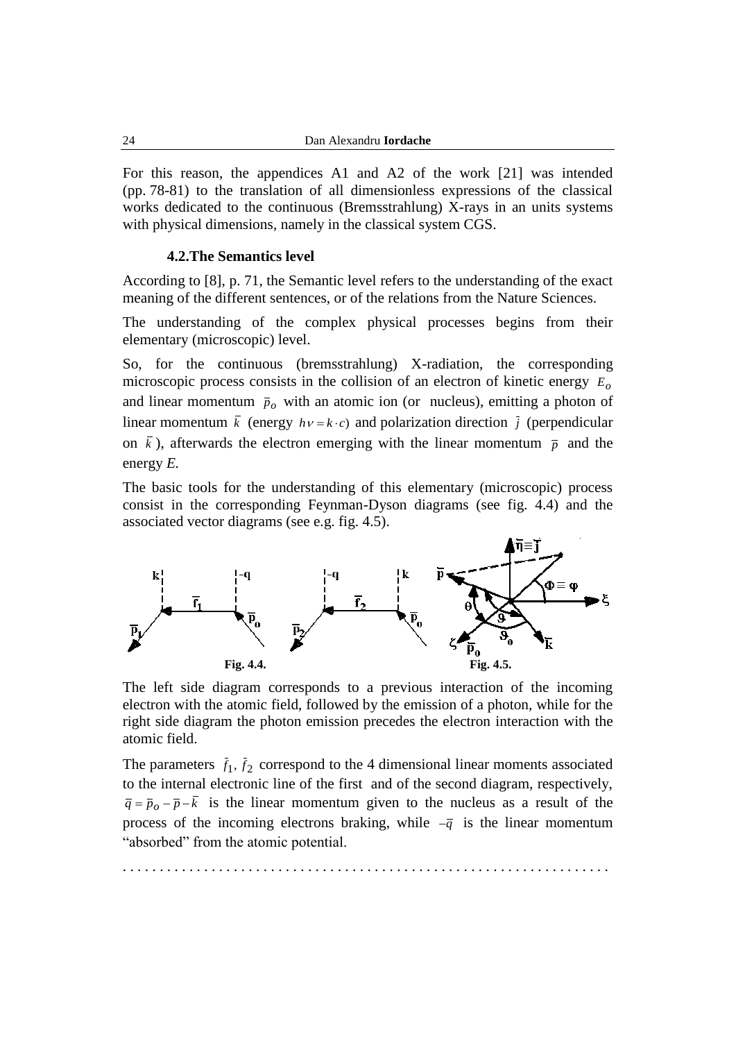For this reason, the appendices A1 and A2 of the work [21] was intended (pp. 78-81) to the translation of all dimensionless expressions of the classical works dedicated to the continuous (Bremsstrahlung) X-rays in an units systems with physical dimensions, namely in the classical system CGS.

### 4.2. The Semantics level

According to [8], p. 71, the Semantic level refers to the understanding of the exact meaning of the different sentences, or of the relations from the Nature Sciences.

The understanding of the complex physical processes begins from their elementary (microscopic) level.

So, for the continuous (bremsstrahlung) X-radiation, the corresponding microscopic process consists in the collision of an electron of kinetic energy $E_o$ and linear momentum $\bar{p}_o$ with an atomic ion (or nucleus), emitting a photon of linear momentum $\bar{k}$ (energy $h\nu = k \cdot c$) and polarization direction $\bar{j}$ (perpendicular on $\bar{k}$), afterwards the electron emerging with the linear momentum $\bar{p}$ and the energy *E*.

The basic tools for the understanding of this elementary (microscopic) process consist in the corresponding Feynman-Dyson diagrams (see fig. 4.4) and the associated vector diagrams (see e.g. fig. 4.5).

k
-q
$\bar{f}_1$
$\bar{p}_1$
$\bar{p}_o$
-q
k
$\bar{f}_2$
$\bar{p}_2$
$\bar{p}_o$

**Fig. 4.4.**

$\bar{\eta} \equiv \bar{j}$
$\bar{p}$
$\Phi \equiv \varphi$
$\xi$
$\theta$
$\vartheta$
$\vartheta_o$
$\zeta$
$\bar{p}_o$
$\bar{k}$

**Fig. 4.5.**

The left side diagram corresponds to a previous interaction of the incoming electron with the atomic field, followed by the emission of a photon, while for the right side diagram the photon emission precedes the electron interaction with the atomic field.

The parameters $\bar{f}_1, \bar{f}_2$ correspond to the 4 dimensional linear moments associated to the internal electronic line of the first and of the second diagram, respectively, $\bar{q} = \bar{p}_o - \bar{p} - \bar{k}$ is the linear momentum given to the nucleus as a result of the process of the incoming electrons braking, while $-\bar{q}$ is the linear momentum "absorbed" from the atomic potential.

. . . . . . . . . . . . . . . . . . . . . . . . . . . . . . . . . . . . . . . . . . . . . . . . . . . . . . . . . . . . . . . .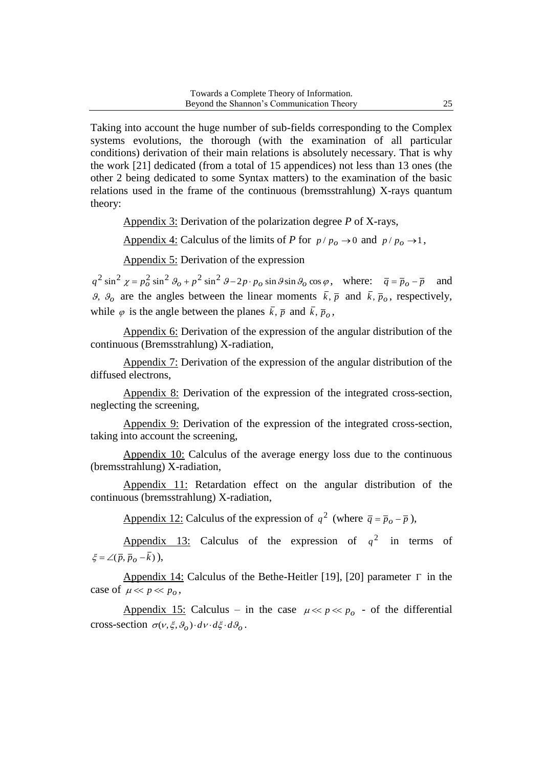Taking into account the huge number of sub-fields corresponding to the Complex systems evolutions, the thorough (with the examination of all particular conditions) derivation of their main relations is absolutely necessary. That is why the work [21] dedicated (from a total of 15 appendices) not less than 13 ones (the other 2 being dedicated to some Syntax matters) to the examination of the basic relations used in the frame of the continuous (bremsstrahlung) X-rays quantum theory:

Appendix 3: Derivation of the polarization degree *P* of X-rays,

Appendix 4: Calculus of the limits of *P* for $p/p_o \to 0$ and $p/p_o \to 1$,

Appendix 5: Derivation of the expression

$q^2 \sin^2 \chi = p_o^2 \sin^2 \vartheta_o + p^2 \sin^2 \vartheta - 2p \cdot p_o \sin \vartheta \sin \vartheta_o \cos \varphi$, where: $\bar{q} = \bar{p}_o - \bar{p}$ and $\vartheta$, $\vartheta_o$ are the angles between the linear moments $\bar{k}, \bar{p}$ and $\bar{k}, \bar{p}_o$, respectively, while $\varphi$ is the angle between the planes $\bar{k}, \bar{p}$ and $\bar{k}, \bar{p}_o$,

Appendix 6: Derivation of the expression of the angular distribution of the continuous (Bremsstrahlung) X-radiation,

Appendix 7: Derivation of the expression of the angular distribution of the diffused electrons,

Appendix 8: Derivation of the expression of the integrated cross-section, neglecting the screening,

Appendix 9: Derivation of the expression of the integrated cross-section, taking into account the screening,

Appendix 10: Calculus of the average energy loss due to the continuous (bremsstrahlung) X-radiation,

Appendix 11: Retardation effect on the angular distribution of the continuous (bremsstrahlung) X-radiation,

Appendix 12: Calculus of the expression of $q^2$ (where $\bar{q} = \bar{p}_o - \bar{p}$),

Appendix 13: Calculus of the expression of $q^2$ in terms of $\xi = \angle(\bar{p}, \bar{p}_o - \bar{k})$),

Appendix 14: Calculus of the Bethe-Heitler [19], [20] parameter $\Gamma$ in the case of $\mu \ll p \ll p_o$,

Appendix 15: Calculus – in the case $\mu \ll p \ll p_o$ - of the differential cross-section $\sigma(\nu, \xi, \vartheta_o) \cdot d\nu \cdot d\xi \cdot d\vartheta_o$.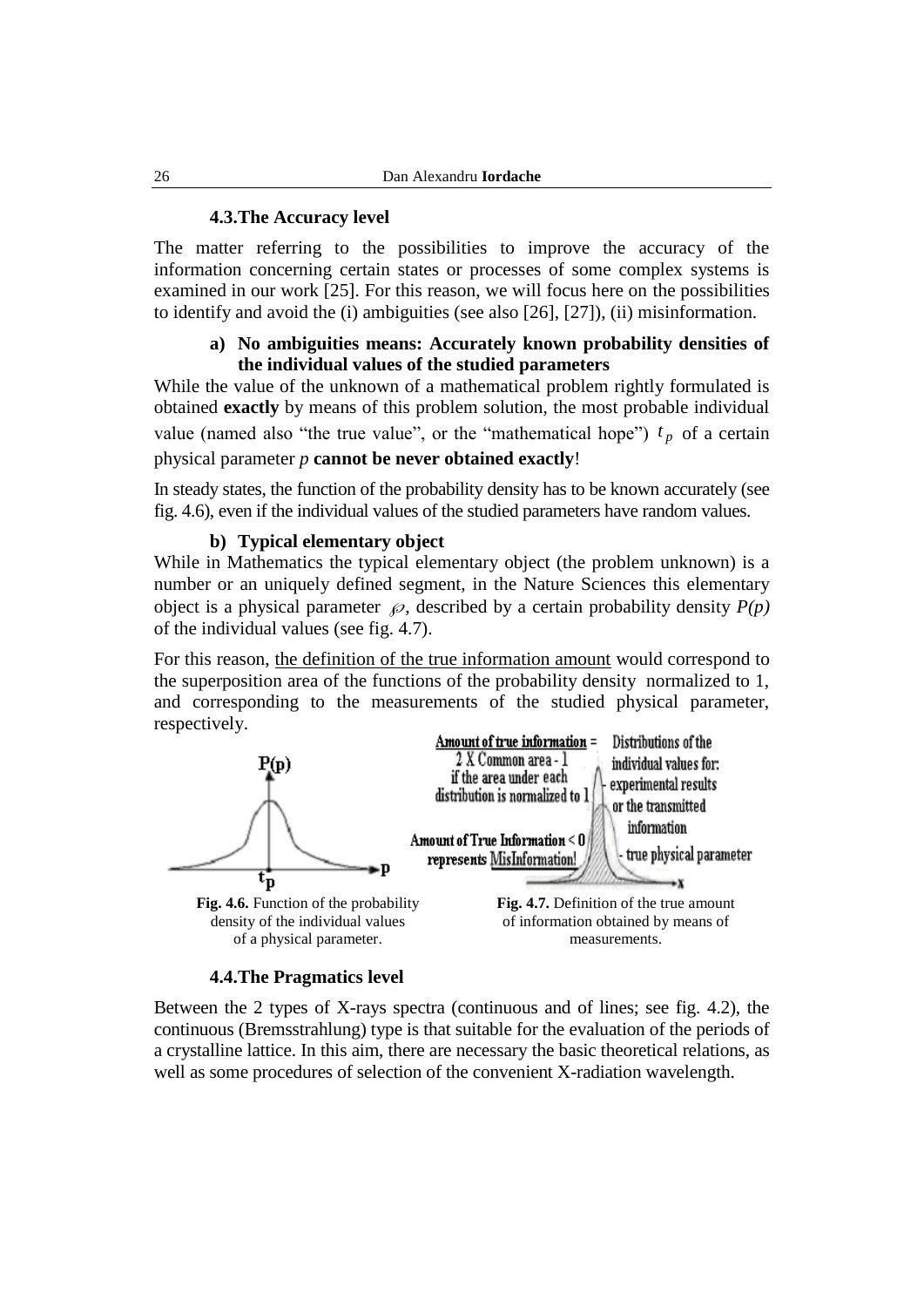### 4.3. The Accuracy level

The matter referring to the possibilities to improve the accuracy of the information concerning certain states or processes of some complex systems is examined in our work [25]. For this reason, we will focus here on the possibilities to identify and avoid the (i) ambiguities (see also [26], [27]), (ii) misinformation.

**a) No ambiguities means: Accurately known probability densities of the individual values of the studied parameters**

While the value of the unknown of a mathematical problem rightly formulated is obtained **exactly** by means of this problem solution, the most probable individual value (named also "the true value", or the "mathematical hope") $t_p$ of a certain physical parameter *p* **cannot be never obtained exactly**!

In steady states, the function of the probability density has to be known accurately (see fig. 4.6), even if the individual values of the studied parameters have random values.

**b) Typical elementary object**

While in Mathematics the typical elementary object (the problem unknown) is a number or an uniquely defined segment, in the Nature Sciences this elementary object is a physical parameter $\wp$, described by a certain probability density *P(p)* of the individual values (see fig. 4.7).

For this reason, the definition of the true information amount would correspond to the superposition area of the functions of the probability density normalized to 1, and corresponding to the measurements of the studied physical parameter, respectively.

P(p)

$t_p$

p

**Fig. 4.6.** Function of the probability density of the individual values of a physical parameter.

Amount of true information = 2 X Common area - 1 if the area under each distribution is normalized to 1

Amount of True Information < 0 represents MisInformation!

Distributions of the individual values for:
- experimental results or the transmitted information
- true physical parameter

x

**Fig. 4.7.** Definition of the true amount of information obtained by means of measurements.

### 4.4. The Pragmatics level

Between the 2 types of X-rays spectra (continuous and of lines; see fig. 4.2), the continuous (Bremsstrahlung) type is that suitable for the evaluation of the periods of a crystalline lattice. In this aim, there are necessary the basic theoretical relations, as well as some procedures of selection of the convenient X-radiation wavelength.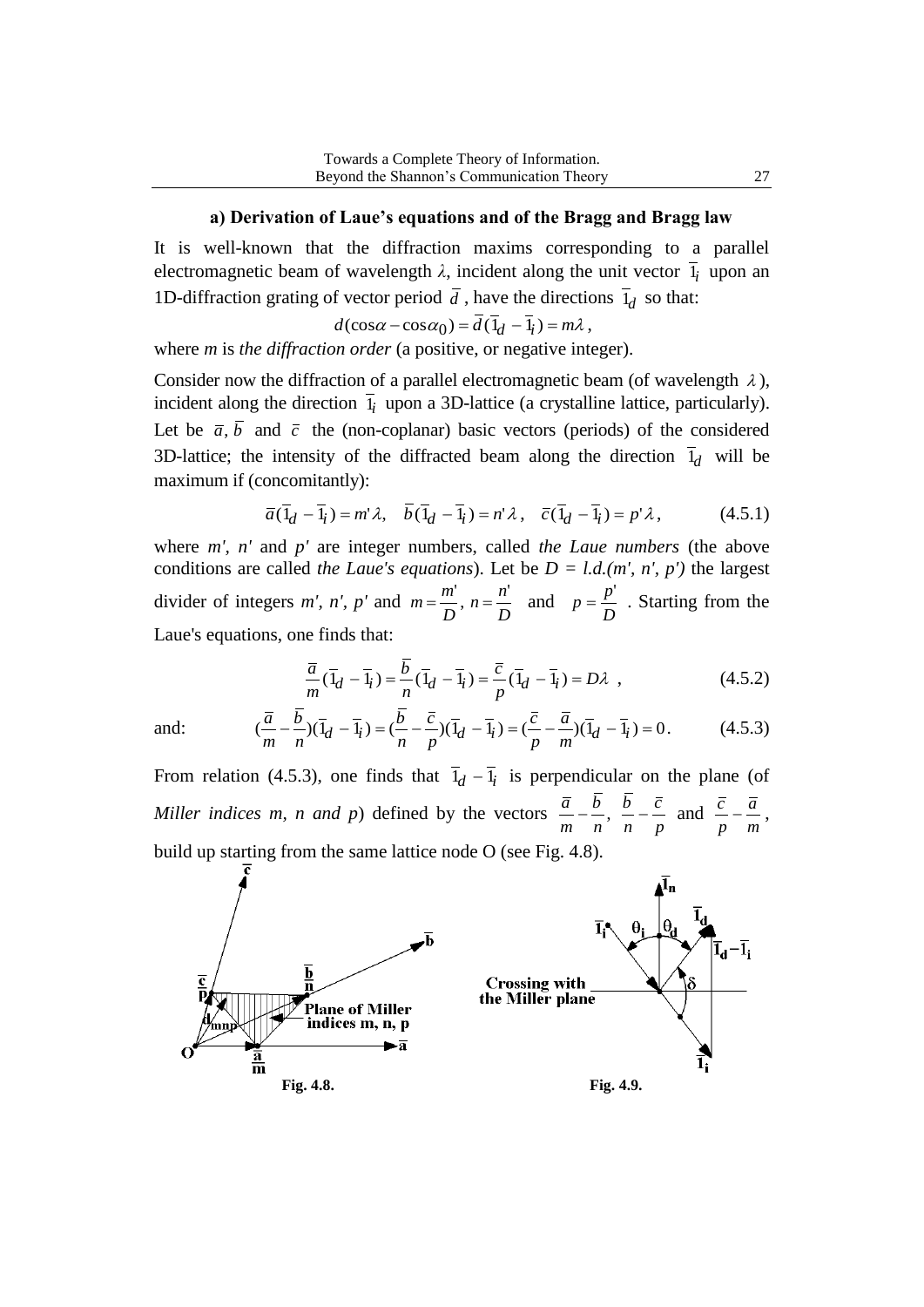### a) Derivation of Laue's equations and of the Bragg and Bragg law

It is well-known that the diffraction maxims corresponding to a parallel electromagnetic beam of wavelength $\lambda$, incident along the unit vector $\overline{1}_i$ upon an 1D-diffraction grating of vector period $\overline{d}$, have the directions $\overline{1}_d$ so that:

$$d(\cos\alpha - \cos\alpha_0) = \overline{d}(\overline{1}_d - \overline{1}_i) = m\lambda,$$

where *m* is *the diffraction order* (a positive, or negative integer).

Consider now the diffraction of a parallel electromagnetic beam (of wavelength $\lambda$), incident along the direction $\overline{1}_i$ upon a 3D-lattice (a crystalline lattice, particularly). Let be $\overline{a}, \overline{b}$ and $\overline{c}$ the (non-coplanar) basic vectors (periods) of the considered 3D-lattice; the intensity of the diffracted beam along the direction $\overline{1}_d$ will be maximum if (concomitantly):

$$\overline{a}(\overline{1}_d - \overline{1}_i) = m'\lambda, \quad \overline{b}(\overline{1}_d - \overline{1}_i) = n'\lambda, \quad \overline{c}(\overline{1}_d - \overline{1}_i) = p'\lambda, \qquad (4.5.1)$$

where *m'*, *n'* and *p'* are integer numbers, called *the Laue numbers* (the above conditions are called *the Laue's equations*). Let be *D = l.d.(m', n', p')* the largest divider of integers *m'*, *n'*, *p'* and $m = \frac{m'}{D}$, $n = \frac{n'}{D}$ and $p = \frac{p'}{D}$. Starting from the Laue's equations, one finds that:

$$\frac{\overline{a}}{m}(\overline{1}_d - \overline{1}_i) = \frac{\overline{b}}{n}(\overline{1}_d - \overline{1}_i) = \frac{\overline{c}}{p}(\overline{1}_d - \overline{1}_i) = D\lambda \ , \qquad (4.5.2)$$

and:

$$(\frac{\overline{a}}{m} - \frac{\overline{b}}{n})(\overline{1}_d - \overline{1}_i) = (\frac{\overline{b}}{n} - \frac{\overline{c}}{p})(\overline{1}_d - \overline{1}_i) = (\frac{\overline{c}}{p} - \frac{\overline{a}}{m})(\overline{1}_d - \overline{1}_i) = 0. \qquad (4.5.3)$$

From relation (4.5.3), one finds that $\overline{1}_d - \overline{1}_i$ is perpendicular on the plane (of *Miller indices m, n and p*) defined by the vectors $\frac{\overline{a}}{m} - \frac{\overline{b}}{n}$, $\frac{\overline{b}}{n} - \frac{\overline{c}}{p}$ and $\frac{\overline{c}}{p} - \frac{\overline{a}}{m}$, build up starting from the same lattice node O (see Fig. 4.8).

c
b
c/p
b/n
Plane of Miller indices m, n, p
$d_{mnp}$
O
a/m
a

**Fig. 4.8.**

$1_n$
$1_i$
$\theta_i$
$\theta_d$
$1_d$
$1_d - 1_i$
Crossing with the Miller plane
$\delta$
$1_i$

**Fig. 4.9.**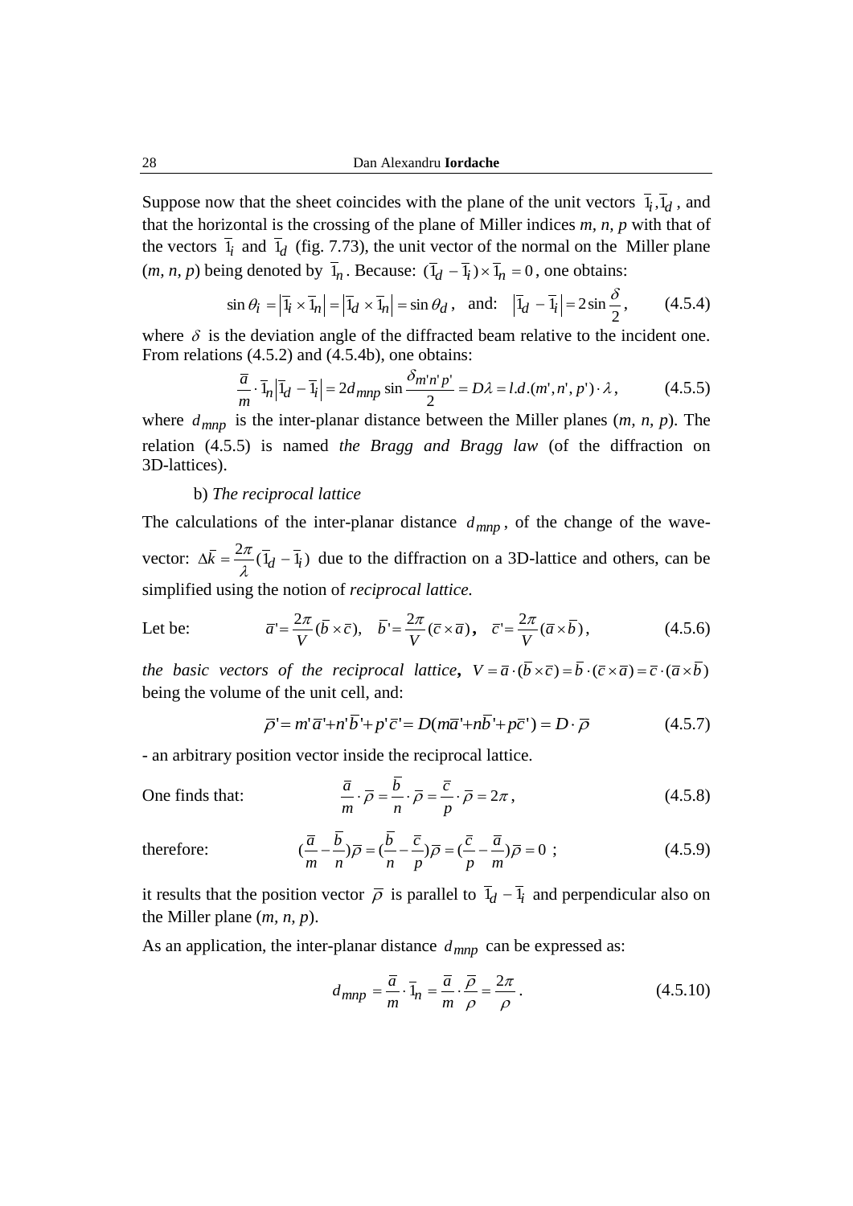Suppose now that the sheet coincides with the plane of the unit vectors $\bar{1}_i, \bar{1}_d$, and that the horizontal is the crossing of the plane of Miller indices *m, n, p* with that of the vectors $\bar{1}_i$ and $\bar{1}_d$ (fig. 7.73), the unit vector of the normal on the Miller plane (*m, n, p*) being denoted by $\bar{1}_n$. Because: $(\bar{1}_d - \bar{1}_i)\times \bar{1}_n = 0$, one obtains:

$$\sin\theta_i = \left|\bar{1}_i \times \bar{1}_n\right| = \left|\bar{1}_d \times \bar{1}_n\right| = \sin\theta_d\,, \quad \text{and:} \quad \left|\bar{1}_d - \bar{1}_i\right| = 2\sin\frac{\delta}{2}\,, \tag{4.5.4}$$

where $\delta$ is the deviation angle of the diffracted beam relative to the incident one. From relations (4.5.2) and (4.5.4b), one obtains:

$$\frac{\bar{a}}{m}\cdot \bar{1}_n\left|\bar{1}_d - \bar{1}_i\right| = 2d_{mnp}\sin\frac{\delta_{m'n'p'}}{2} = D\lambda = l.d.(m',n',p')\cdot\lambda\,, \tag{4.5.5}$$

where $d_{mnp}$ is the inter-planar distance between the Miller planes (*m, n, p*). The relation (4.5.5) is named *the Bragg and Bragg law* (of the diffraction on 3D-lattices).

b) *The reciprocal lattice*

The calculations of the inter-planar distance $d_{mnp}$, of the change of the wave-vector: $\Delta\bar{k} = \frac{2\pi}{\lambda}(\bar{1}_d - \bar{1}_i)$ due to the diffraction on a 3D-lattice and others, can be simplified using the notion of *reciprocal lattice.*

Let be:

$$\bar{a}' = \frac{2\pi}{V}(\bar{b}\times\bar{c}), \quad \bar{b}' = \frac{2\pi}{V}(\bar{c}\times\bar{a}), \quad \bar{c}' = \frac{2\pi}{V}(\bar{a}\times\bar{b})\,, \tag{4.5.6}$$

*the basic vectors of the reciprocal lattice*, $V = \bar{a}\cdot(\bar{b}\times\bar{c}) = \bar{b}\cdot(\bar{c}\times\bar{a}) = \bar{c}\cdot(\bar{a}\times\bar{b})$ being the volume of the unit cell, and:

$$\bar{\rho}' = m'\bar{a}' + n'\bar{b}' + p'\bar{c}' = D(m\bar{a}' + n\bar{b}' + p\bar{c}') = D\cdot\bar{\rho} \tag{4.5.7}$$

- an arbitrary position vector inside the reciprocal lattice.

One finds that:

$$\frac{\bar{a}}{m}\cdot\bar{\rho} = \frac{\bar{b}}{n}\cdot\bar{\rho} = \frac{\bar{c}}{p}\cdot\bar{\rho} = 2\pi\,, \tag{4.5.8}$$

therefore:

$$\left(\frac{\bar{a}}{m} - \frac{\bar{b}}{n}\right)\bar{\rho} = \left(\frac{\bar{b}}{n} - \frac{\bar{c}}{p}\right)\bar{\rho} = \left(\frac{\bar{c}}{p} - \frac{\bar{a}}{m}\right)\bar{\rho} = 0\ ; \tag{4.5.9}$$

it results that the position vector $\bar{\rho}$ is parallel to $\bar{1}_d - \bar{1}_i$ and perpendicular also on the Miller plane (*m, n, p*).

As an application, the inter-planar distance $d_{mnp}$ can be expressed as:

$$d_{mnp} = \frac{\bar{a}}{m}\cdot\bar{1}_n = \frac{\bar{a}}{m}\cdot\frac{\bar{\rho}}{\rho} = \frac{2\pi}{\rho}\,. \tag{4.5.10}$$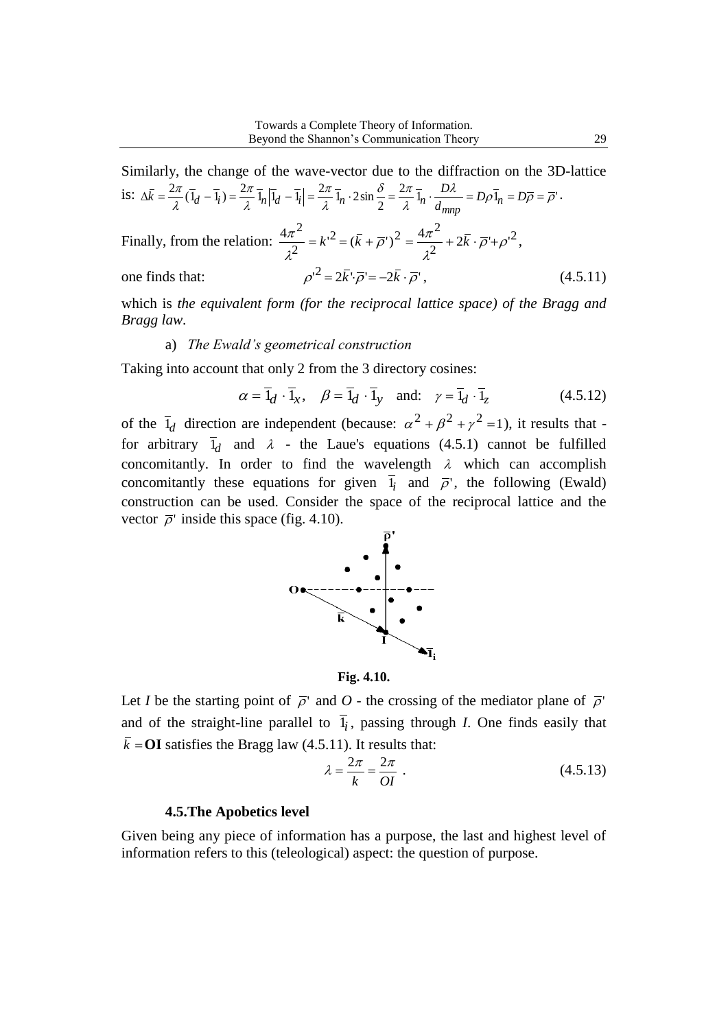Similarly, the change of the wave-vector due to the diffraction on the 3D-lattice is: $\Delta\bar{k} = \frac{2\pi}{\lambda}(\bar{1}_d - \bar{1}_i) = \frac{2\pi}{\lambda}\bar{1}_n\left|\bar{1}_d - \bar{1}_i\right| = \frac{2\pi}{\lambda}\bar{1}_n \cdot 2\sin\frac{\delta}{2} = \frac{2\pi}{\lambda}\bar{1}_n \cdot \frac{D\lambda}{d_{mnp}} = D\rho\bar{1}_n = D\bar{\rho} = \bar{\rho}'$.

Finally, from the relation: $\frac{4\pi^2}{\lambda^2} = k'^2 = (\bar{k} + \bar{\rho}')^2 = \frac{4\pi^2}{\lambda^2} + 2\bar{k}\cdot\bar{\rho}' + \rho'^2$,

one finds that:

$$\rho'^2 = 2\bar{k}' \cdot \bar{\rho}' = -2\bar{k} \cdot \bar{\rho}', \tag{4.5.11}$$

which is *the equivalent form (for the reciprocal lattice space) of the Bragg and Bragg law*.

a) *The Ewald's geometrical construction*

Taking into account that only 2 from the 3 directory cosines:

$$\alpha = \bar{1}_d \cdot \bar{1}_x, \quad \beta = \bar{1}_d \cdot \bar{1}_y \quad \text{and:} \quad \gamma = \bar{1}_d \cdot \bar{1}_z \tag{4.5.12}$$

of the $\bar{1}_d$ direction are independent (because: $\alpha^2 + \beta^2 + \gamma^2 = 1$), it results that - for arbitrary $\bar{1}_d$ and $\lambda$ - the Laue's equations (4.5.1) cannot be fulfilled concomitantly. In order to find the wavelength $\lambda$ which can accomplish concomitantly these equations for given $\bar{1}_i$ and $\bar{\rho}'$, the following (Ewald) construction can be used. Consider the space of the reciprocal lattice and the vector $\bar{\rho}'$ inside this space (fig. 4.10).

ρ'

O

k

I

$\bar{1}_i$

**Fig. 4.10.**

Let *I* be the starting point of $\bar{\rho}'$ and *O* - the crossing of the mediator plane of $\bar{\rho}'$ and of the straight-line parallel to $\bar{1}_i$, passing through *I*. One finds easily that $\bar{k} = \mathbf{OI}$ satisfies the Bragg law (4.5.11). It results that:

$$\lambda = \frac{2\pi}{k} = \frac{2\pi}{OI}. \tag{4.5.13}$$

## 4.5.The Apobetics level

Given being any piece of information has a purpose, the last and highest level of information refers to this (teleological) aspect: the question of purpose.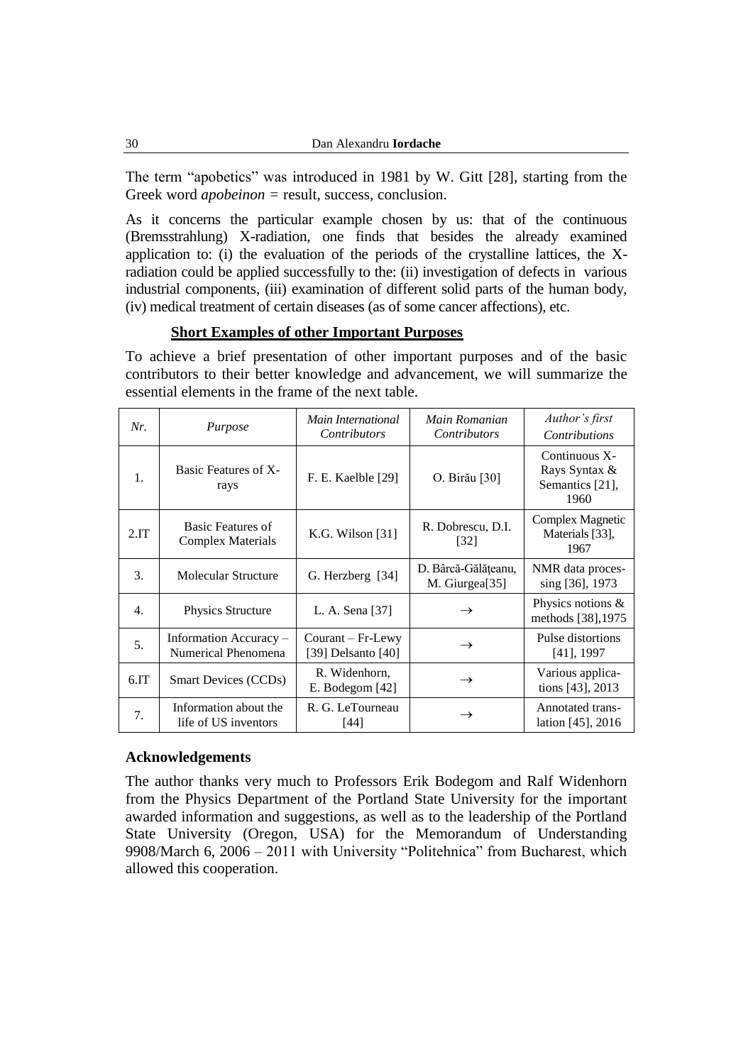The term "apobetics" was introduced in 1981 by W. Gitt [28], starting from the Greek word *apobeinon* = result, success, conclusion.

As it concerns the particular example chosen by us: that of the continuous (Bremsstrahlung) X-radiation, one finds that besides the already examined application to: (i) the evaluation of the periods of the crystalline lattices, the X-radiation could be applied successfully to the: (ii) investigation of defects in various industrial components, (iii) examination of different solid parts of the human body, (iv) medical treatment of certain diseases (as of some cancer affections), etc.

**Short Examples of other Important Purposes**

To achieve a brief presentation of other important purposes and of the basic contributors to their better knowledge and advancement, we will summarize the essential elements in the frame of the next table.

| *Nr.* | *Purpose* | *Main International Contributors* | *Main Romanian Contributors* | *Author's first Contributions* |
|---|---|---|---|---|
| 1. | Basic Features of X-rays | F. E. Kaelble [29] | O. Biră­u [30] | Continuous X-Rays Syntax & Semantics [21], 1960 |
| 2.IT | Basic Features of Complex Materials | K.G. Wilson [31] | R. Dobrescu, D.I. [32] | Complex Magnetic Materials [33], 1967 |
| 3. | Molecular Structure | G. Herzberg [34] | D. Bârcă-Gălăţeanu, M. Giurgea[35] | NMR data processing [36], 1973 |
| 4. | Physics Structure | L. A. Sena [37] | → | Physics notions & methods [38],1975 |
| 5. | Information Accuracy – Numerical Phenomena | Courant – Fr-Lewy [39] Delsanto [40] | → | Pulse distortions [41], 1997 |
| 6.IT | Smart Devices (CCDs) | R. Widenhorn, E. Bodegom [42] | → | Various applications [43], 2013 |
| 7. | Information about the life of US inventors | R. G. LeTourneau [44] | → | Annotated translation [45], 2016 |

### Acknowledgements

The author thanks very much to Professors Erik Bodegom and Ralf Widenhorn from the Physics Department of the Portland State University for the important awarded information and suggestions, as well as to the leadership of the Portland State University (Oregon, USA) for the Memorandum of Understanding 9908/March 6, 2006 – 2011 with University "Politehnica" from Bucharest, which allowed this cooperation.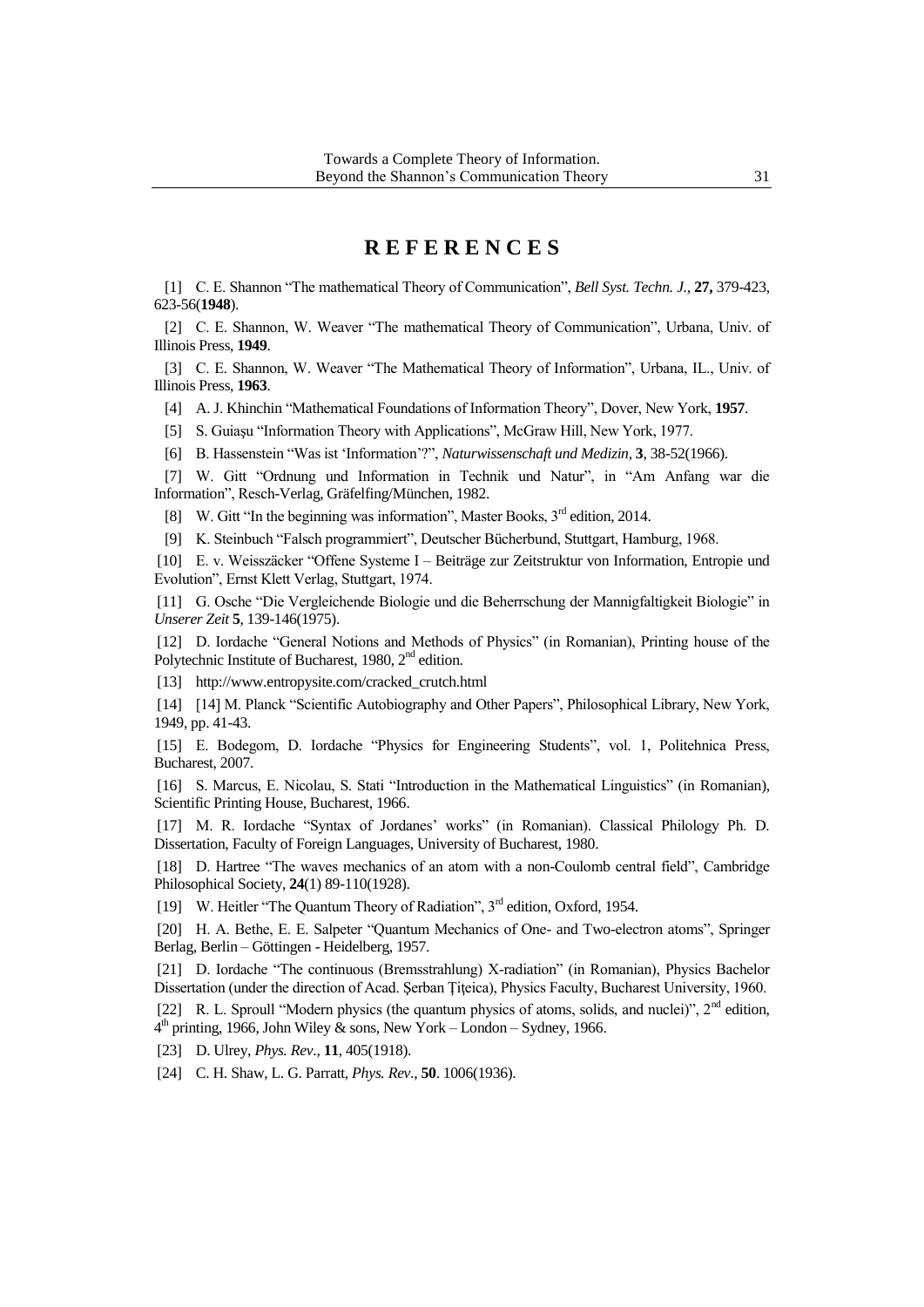# R E F E R E N C E S

[1] C. E. Shannon "The mathematical Theory of Communication", *Bell Syst. Techn. J.,* **27,** 379-423, 623-56(**1948**).

[2] C. E. Shannon, W. Weaver "The mathematical Theory of Communication", Urbana, Univ. of Illinois Press, **1949**.

[3] C. E. Shannon, W. Weaver "The Mathematical Theory of Information", Urbana, IL., Univ. of Illinois Press, **1963**.

[4] A. J. Khinchin "Mathematical Foundations of Information Theory", Dover, New York, **1957**.

[5] S. Guiaşu "Information Theory with Applications", McGraw Hill, New York, 1977.

[6] B. Hassenstein "Was ist 'Information'?", *Naturwissenschaft und Medizin,* **3**, 38-52(1966).

[7] W. Gitt "Ordnung und Information in Technik und Natur", in "Am Anfang war die Information", Resch-Verlag, Gräfelfing/München, 1982.

[8] W. Gitt "In the beginning was information", Master Books, 3rd edition, 2014.

[9] K. Steinbuch "Falsch programmiert", Deutscher Bücherbund, Stuttgart, Hamburg, 1968.

[10] E. v. Weisszäcker "Offene Systeme I – Beiträge zur Zeitstruktur von Information, Entropie und Evolution", Ernst Klett Verlag, Stuttgart, 1974.

[11] G. Osche "Die Vergleichende Biologie und die Beherrschung der Mannigfaltigkeit Biologie" in *Unserer Zeit* **5**, 139-146(1975).

[12] D. Iordache "General Notions and Methods of Physics" (in Romanian), Printing house of the Polytechnic Institute of Bucharest, 1980, 2nd edition.

[13] http://www.entropysite.com/cracked_crutch.html

[14] [14] M. Planck "Scientific Autobiography and Other Papers", Philosophical Library, New York, 1949, pp. 41-43.

[15] E. Bodegom, D. Iordache "Physics for Engineering Students", vol. 1, Politehnica Press, Bucharest, 2007.

[16] S. Marcus, E. Nicolau, S. Stati "Introduction in the Mathematical Linguistics" (in Romanian), Scientific Printing House, Bucharest, 1966.

[17] M. R. Iordache "Syntax of Jordanes' works" (in Romanian). Classical Philology Ph. D. Dissertation, Faculty of Foreign Languages, University of Bucharest, 1980.

[18] D. Hartree "The waves mechanics of an atom with a non-Coulomb central field", Cambridge Philosophical Society, **24**(1) 89-110(1928).

[19] W. Heitler "The Quantum Theory of Radiation", 3rd edition, Oxford, 1954.

[20] H. A. Bethe, E. E. Salpeter "Quantum Mechanics of One- and Two-electron atoms", Springer Berlag, Berlin – Göttingen - Heidelberg, 1957.

[21] D. Iordache "The continuous (Bremsstrahlung) X-radiation" (in Romanian), Physics Bachelor Dissertation (under the direction of Acad. Şerban Ţiţeica), Physics Faculty, Bucharest University, 1960.

[22] R. L. Sproull "Modern physics (the quantum physics of atoms, solids, and nuclei)", 2nd edition, 4th printing, 1966, John Wiley & sons, New York – London – Sydney, 1966.

[23] D. Ulrey, *Phys. Rev*., **11**, 405(1918).

[24] C. H. Shaw, L. G. Parratt, *Phys. Rev.*, **50**. 1006(1936).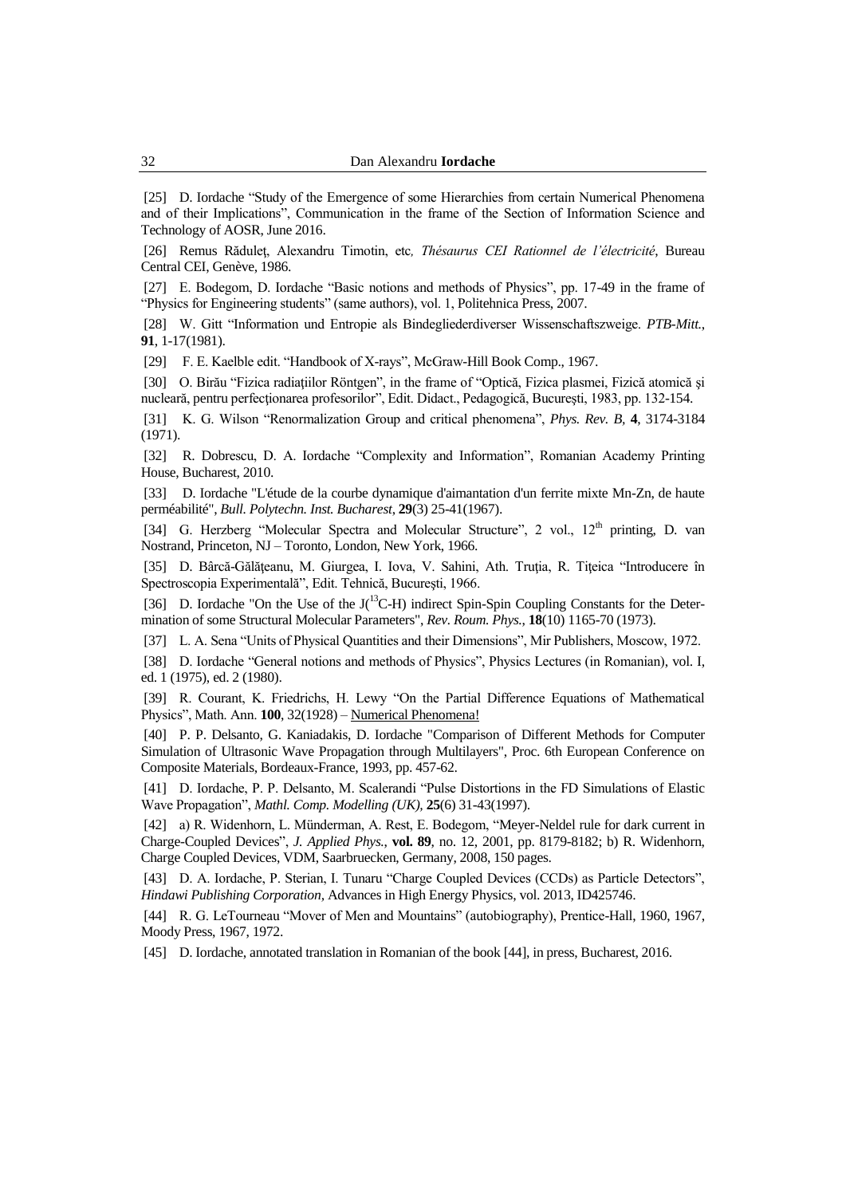[25] D. Iordache "Study of the Emergence of some Hierarchies from certain Numerical Phenomena and of their Implications", Communication in the frame of the Section of Information Science and Technology of AOSR, June 2016.

[26] Remus Răduleţ, Alexandru Timotin, etc, *Thésaurus CEI Rationnel de l'électricité*, Bureau Central CEI, Genève, 1986.

[27] E. Bodegom, D. Iordache "Basic notions and methods of Physics", pp. 17-49 in the frame of "Physics for Engineering students" (same authors), vol. 1, Politehnica Press, 2007.

[28] W. Gitt "Information und Entropie als Bindegliederdiverser Wissenschaftszweige. *PTB-Mitt.*, **91**, 1-17(1981).

[29] F. E. Kaelble edit. "Handbook of X-rays", McGraw-Hill Book Comp., 1967.

[30] O. Birău "Fizica radiaţiilor Röntgen", in the frame of "Optică, Fizica plasmei, Fizică atomică şi nucleară, pentru perfecţionarea profesorilor", Edit. Didact., Pedagogică, Bucureşti, 1983, pp. 132-154.

[31] K. G. Wilson "Renormalization Group and critical phenomena", *Phys. Rev. B*, **4**, 3174-3184 (1971).

[32] R. Dobrescu, D. A. Iordache "Complexity and Information", Romanian Academy Printing House, Bucharest, 2010.

[33] D. Iordache "L'étude de la courbe dynamique d'aimantation d'un ferrite mixte Mn-Zn, de haute perméabilité", *Bull. Polytechn. Inst. Bucharest*, **29**(3) 25-41(1967).

[34] G. Herzberg "Molecular Spectra and Molecular Structure", 2 vol., $12^{th}$ printing, D. van Nostrand, Princeton, NJ – Toronto, London, New York, 1966.

[35] D. Bârcă-Gălăţeanu, M. Giurgea, I. Iova, V. Sahini, Ath. Truţia, R. Ţiţeica "Introducere în Spectroscopia Experimentală", Edit. Tehnică, Bucureşti, 1966.

[36] D. Iordache "On the Use of the J($^{13}$C-H) indirect Spin-Spin Coupling Constants for the Determination of some Structural Molecular Parameters", *Rev. Roum. Phys.*, **18**(10) 1165-70 (1973).

[37] L. A. Sena "Units of Physical Quantities and their Dimensions", Mir Publishers, Moscow, 1972.

[38] D. Iordache "General notions and methods of Physics", Physics Lectures (in Romanian), vol. I, ed. 1 (1975), ed. 2 (1980).

[39] R. Courant, K. Friedrichs, H. Lewy "On the Partial Difference Equations of Mathematical Physics", Math. Ann. **100**, 32(1928) – Numerical Phenomena!

[40] P. P. Delsanto, G. Kaniadakis, D. Iordache "Comparison of Different Methods for Computer Simulation of Ultrasonic Wave Propagation through Multilayers", Proc. 6th European Conference on Composite Materials, Bordeaux-France, 1993, pp. 457-62.

[41] D. Iordache, P. P. Delsanto, M. Scalerandi "Pulse Distortions in the FD Simulations of Elastic Wave Propagation", *Mathl. Comp. Modelling (UK)*, **25**(6) 31-43(1997).

[42] a) R. Widenhorn, L. Münderman, A. Rest, E. Bodegom, "Meyer-Neldel rule for dark current in Charge-Coupled Devices", *J. Applied Phys.*, **vol. 89**, no. 12, 2001, pp. 8179-8182; b) R. Widenhorn, Charge Coupled Devices, VDM, Saarbruecken, Germany, 2008, 150 pages.

[43] D. A. Iordache, P. Sterian, I. Tunaru "Charge Coupled Devices (CCDs) as Particle Detectors", *Hindawi Publishing Corporation*, Advances in High Energy Physics, vol. 2013, ID425746.

[44] R. G. LeTourneau "Mover of Men and Mountains" (autobiography), Prentice-Hall, 1960, 1967, Moody Press, 1967, 1972.

[45] D. Iordache, annotated translation in Romanian of the book [44], in press, Bucharest, 2016.